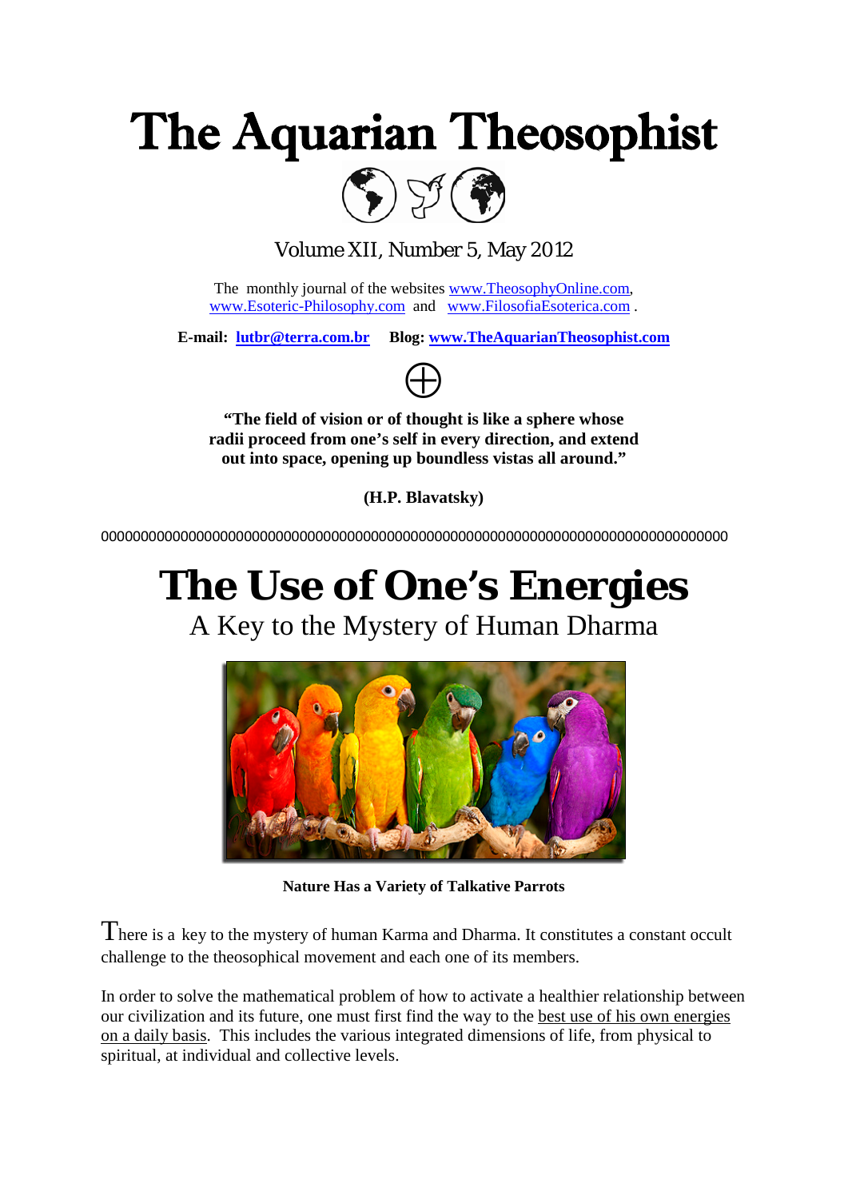# The Aquarian Theosophist

Volume XII, Number 5, May 2012

The monthly journal of the websites www.TheosophyOnline.com, www.Esoteric-Philosophy.com and www.FilosofiaEsoterica.com .

**E-mail: lutbr@terra.com.br** **Blog: www.TheAquarianTheosophist.com**

⊕

**"The field of vision or of thought is like a sphere whose radii proceed from one's self in every direction, and extend out into space, opening up boundless vistas all around."**

**(H.P. Blavatsky)**

000000000000000000000000000000000000000000000000000000000000000000000000000

# The Use of One's Energies

## A Key to the Mystery of Human Dharma

**Nature Has a Variety of Talkative Parrots**

There is a key to the mystery of human Karma and Dharma. It constitutes a constant occult challenge to the theosophical movement and each one of its members.

In order to solve the mathematical problem of how to activate a healthier relationship between our civilization and its future, one must first find the way to the best use of his own energies on a daily basis. This includes the various integrated dimensions of life, from physical to spiritual, at individual and collective levels.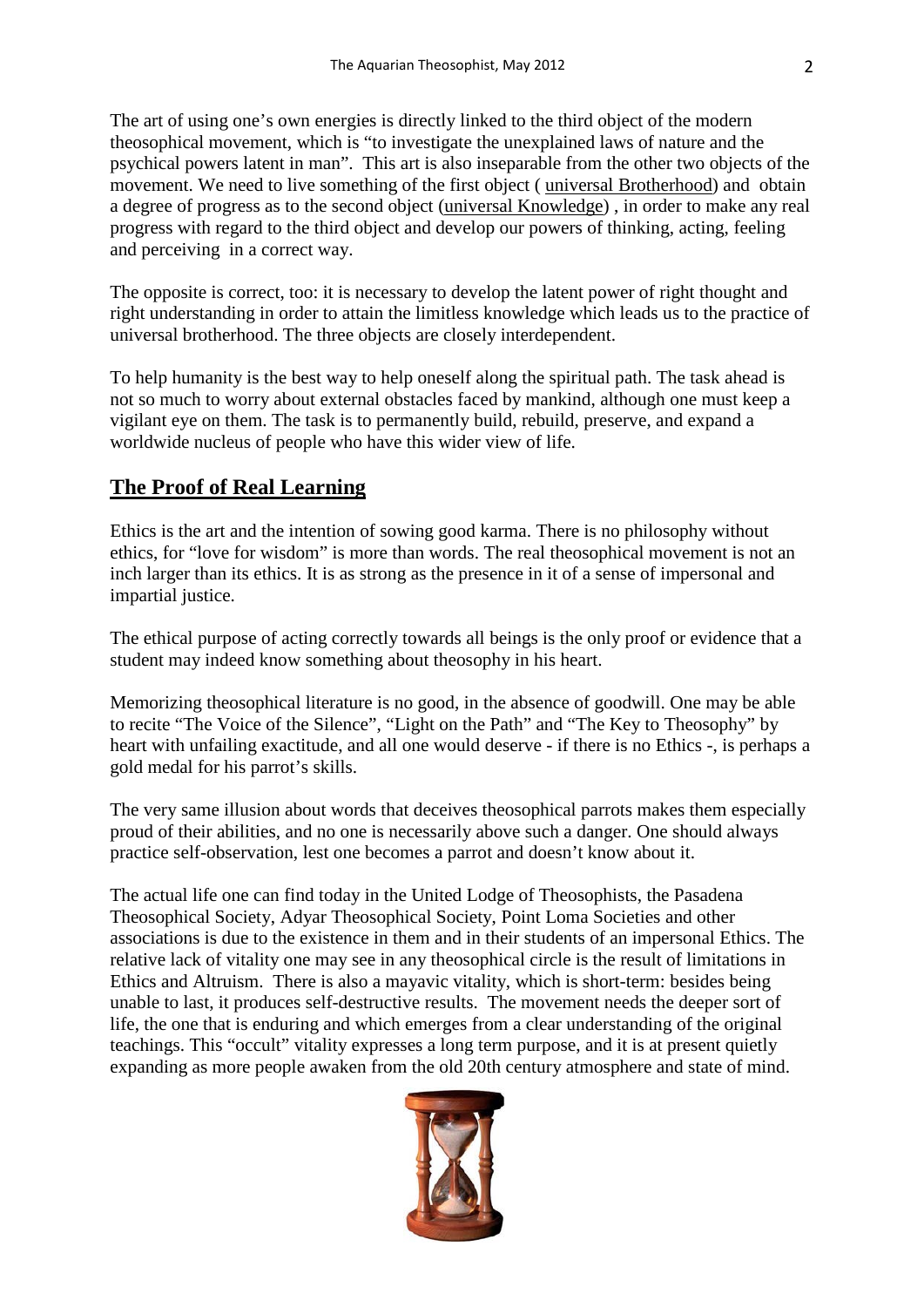The art of using one's own energies is directly linked to the third object of the modern theosophical movement, which is "to investigate the unexplained laws of nature and the psychical powers latent in man". This art is also inseparable from the other two objects of the movement. We need to live something of the first object ( universal Brotherhood) and obtain a degree of progress as to the second object (universal Knowledge) , in order to make any real progress with regard to the third object and develop our powers of thinking, acting, feeling and perceiving in a correct way.

The opposite is correct, too: it is necessary to develop the latent power of right thought and right understanding in order to attain the limitless knowledge which leads us to the practice of universal brotherhood. The three objects are closely interdependent.

To help humanity is the best way to help oneself along the spiritual path. The task ahead is not so much to worry about external obstacles faced by mankind, although one must keep a vigilant eye on them. The task is to permanently build, rebuild, preserve, and expand a worldwide nucleus of people who have this wider view of life.

## The Proof of Real Learning

Ethics is the art and the intention of sowing good karma. There is no philosophy without ethics, for "love for wisdom" is more than words. The real theosophical movement is not an inch larger than its ethics. It is as strong as the presence in it of a sense of impersonal and impartial justice.

The ethical purpose of acting correctly towards all beings is the only proof or evidence that a student may indeed know something about theosophy in his heart.

Memorizing theosophical literature is no good, in the absence of goodwill. One may be able to recite "The Voice of the Silence", "Light on the Path" and "The Key to Theosophy" by heart with unfailing exactitude, and all one would deserve - if there is no Ethics -, is perhaps a gold medal for his parrot's skills.

The very same illusion about words that deceives theosophical parrots makes them especially proud of their abilities, and no one is necessarily above such a danger. One should always practice self-observation, lest one becomes a parrot and doesn't know about it.

The actual life one can find today in the United Lodge of Theosophists, the Pasadena Theosophical Society, Adyar Theosophical Society, Point Loma Societies and other associations is due to the existence in them and in their students of an impersonal Ethics. The relative lack of vitality one may see in any theosophical circle is the result of limitations in Ethics and Altruism. There is also a mayavic vitality, which is short-term: besides being unable to last, it produces self-destructive results. The movement needs the deeper sort of life, the one that is enduring and which emerges from a clear understanding of the original teachings. This "occult" vitality expresses a long term purpose, and it is at present quietly expanding as more people awaken from the old 20th century atmosphere and state of mind.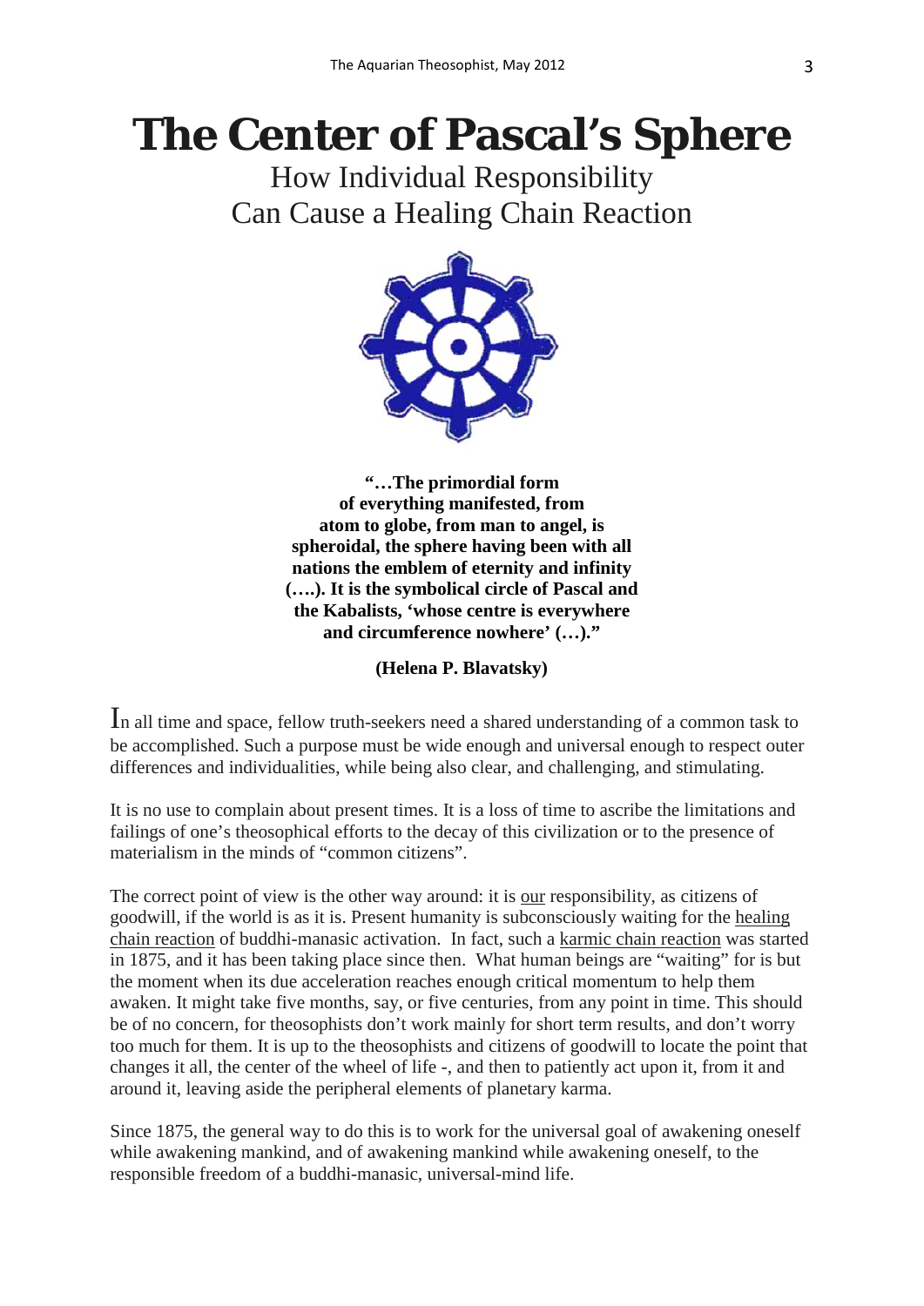# The Center of Pascal's Sphere

## How Individual Responsibility Can Cause a Healing Chain Reaction

**"…The primordial form of everything manifested, from atom to globe, from man to angel, is spheroidal, the sphere having been with all nations the emblem of eternity and infinity (….). It is the symbolical circle of Pascal and the Kabalists, 'whose centre is everywhere and circumference nowhere' (…)."**

**(Helena P. Blavatsky)**

In all time and space, fellow truth-seekers need a shared understanding of a common task to be accomplished. Such a purpose must be wide enough and universal enough to respect outer differences and individualities, while being also clear, and challenging, and stimulating.

It is no use to complain about present times. It is a loss of time to ascribe the limitations and failings of one's theosophical efforts to the decay of this civilization or to the presence of materialism in the minds of "common citizens".

The correct point of view is the other way around: it is our responsibility, as citizens of goodwill, if the world is as it is. Present humanity is subconsciously waiting for the healing chain reaction of buddhi-manasic activation. In fact, such a karmic chain reaction was started in 1875, and it has been taking place since then. What human beings are "waiting" for is but the moment when its due acceleration reaches enough critical momentum to help them awaken. It might take five months, say, or five centuries, from any point in time. This should be of no concern, for theosophists don't work mainly for short term results, and don't worry too much for them. It is up to the theosophists and citizens of goodwill to locate the point that changes it all, the center of the wheel of life -, and then to patiently act upon it, from it and around it, leaving aside the peripheral elements of planetary karma.

Since 1875, the general way to do this is to work for the universal goal of awakening oneself while awakening mankind, and of awakening mankind while awakening oneself, to the responsible freedom of a buddhi-manasic, universal-mind life.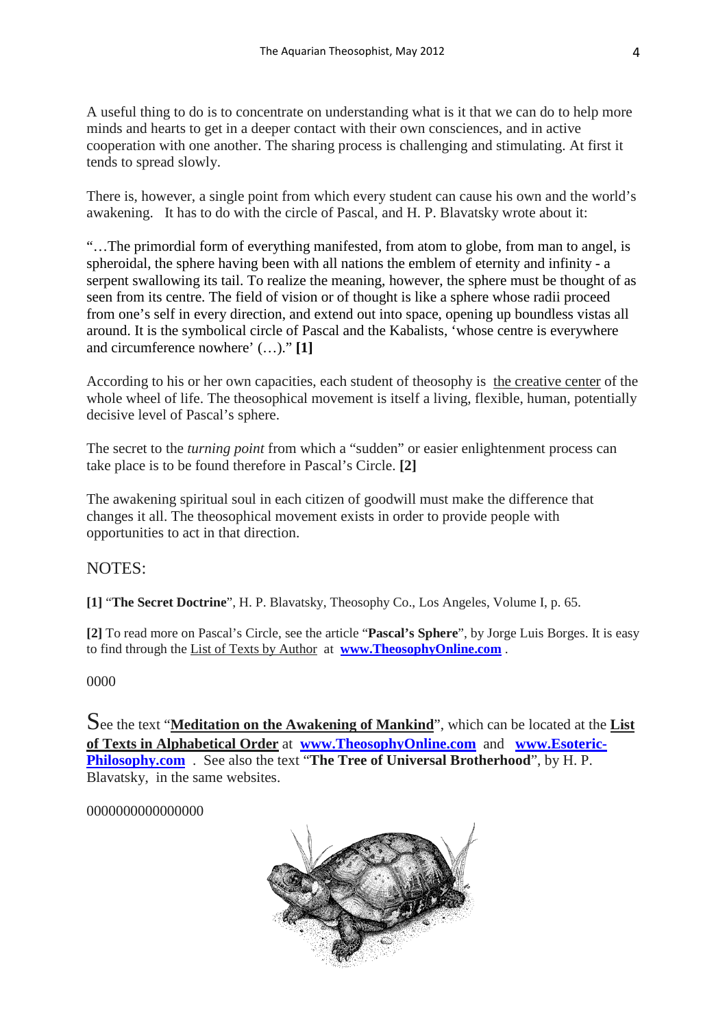A useful thing to do is to concentrate on understanding what is it that we can do to help more minds and hearts to get in a deeper contact with their own consciences, and in active cooperation with one another. The sharing process is challenging and stimulating. At first it tends to spread slowly.

There is, however, a single point from which every student can cause his own and the world's awakening. It has to do with the circle of Pascal, and H. P. Blavatsky wrote about it:

"…The primordial form of everything manifested, from atom to globe, from man to angel, is spheroidal, the sphere having been with all nations the emblem of eternity and infinity - a serpent swallowing its tail. To realize the meaning, however, the sphere must be thought of as seen from its centre. The field of vision or of thought is like a sphere whose radii proceed from one's self in every direction, and extend out into space, opening up boundless vistas all around. It is the symbolical circle of Pascal and the Kabalists, 'whose centre is everywhere and circumference nowhere' (…)." **[1]**

According to his or her own capacities, each student of theosophy is <u>the creative center</u> of the whole wheel of life. The theosophical movement is itself a living, flexible, human, potentially decisive level of Pascal's sphere.

The secret to the *turning point* from which a "sudden" or easier enlightenment process can take place is to be found therefore in Pascal's Circle. **[2]**

The awakening spiritual soul in each citizen of goodwill must make the difference that changes it all. The theosophical movement exists in order to provide people with opportunities to act in that direction.

NOTES:

**[1]** "**The Secret Doctrine**", H. P. Blavatsky, Theosophy Co., Los Angeles, Volume I, p. 65.

**[2]** To read more on Pascal's Circle, see the article "**Pascal's Sphere**", by Jorge Luis Borges. It is easy to find through the <u>List of Texts by Author</u> at **www.TheosophyOnline.com** .

0000

See the text "**<u>Meditation on the Awakening of Mankind</u>**", which can be located at the **<u>List of Texts in Alphabetical Order</u>** at **www.TheosophyOnline.com** and **www.Esoteric-Philosophy.com** . See also the text "**The Tree of Universal Brotherhood**", by H. P. Blavatsky, in the same websites.

0000000000000000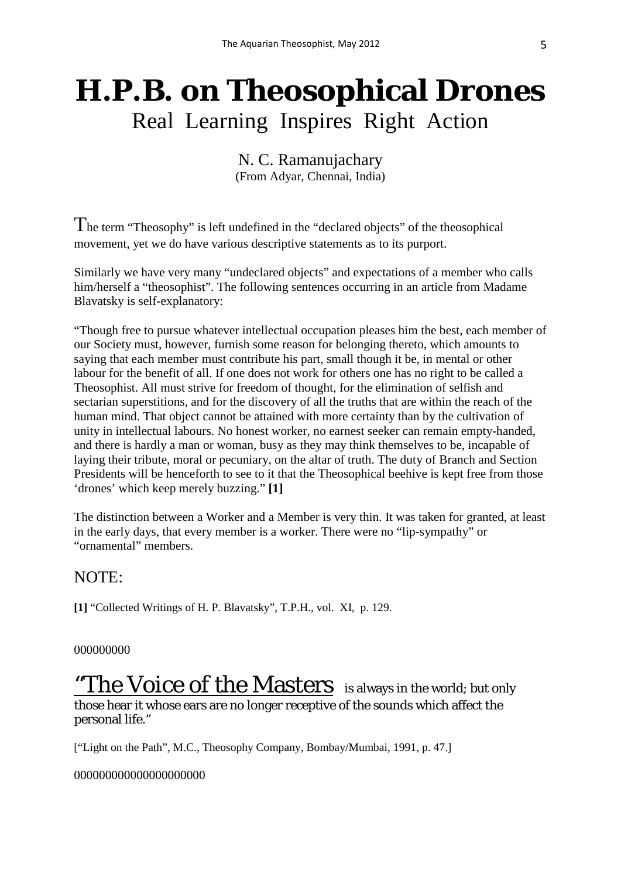# H.P.B. on Theosophical Drones

## Real Learning Inspires Right Action

N. C. Ramanujachary
(From Adyar, Chennai, India)

The term "Theosophy" is left undefined in the "declared objects" of the theosophical movement, yet we do have various descriptive statements as to its purport.

Similarly we have very many "undeclared objects" and expectations of a member who calls him/herself a "theosophist". The following sentences occurring in an article from Madame Blavatsky is self-explanatory:

"Though free to pursue whatever intellectual occupation pleases him the best, each member of our Society must, however, furnish some reason for belonging thereto, which amounts to saying that each member must contribute his part, small though it be, in mental or other labour for the benefit of all. If one does not work for others one has no right to be called a Theosophist. All must strive for freedom of thought, for the elimination of selfish and sectarian superstitions, and for the discovery of all the truths that are within the reach of the human mind. That object cannot be attained with more certainty than by the cultivation of unity in intellectual labours. No honest worker, no earnest seeker can remain empty-handed, and there is hardly a man or woman, busy as they may think themselves to be, incapable of laying their tribute, moral or pecuniary, on the altar of truth. The duty of Branch and Section Presidents will be henceforth to see to it that the Theosophical beehive is kept free from those 'drones' which keep merely buzzing." **[1]**

The distinction between a Worker and a Member is very thin. It was taken for granted, at least in the early days, that every member is a worker. There were no "lip-sympathy" or "ornamental" members.

NOTE:

**[1]** "Collected Writings of H. P. Blavatsky", T.P.H., vol. XI, p. 129.

000000000

"The Voice of the Masters is always in the world; but only those hear it whose ears are no longer receptive of the sounds which affect the personal life."

["Light on the Path", M.C., Theosophy Company, Bombay/Mumbai, 1991, p. 47.]

000000000000000000000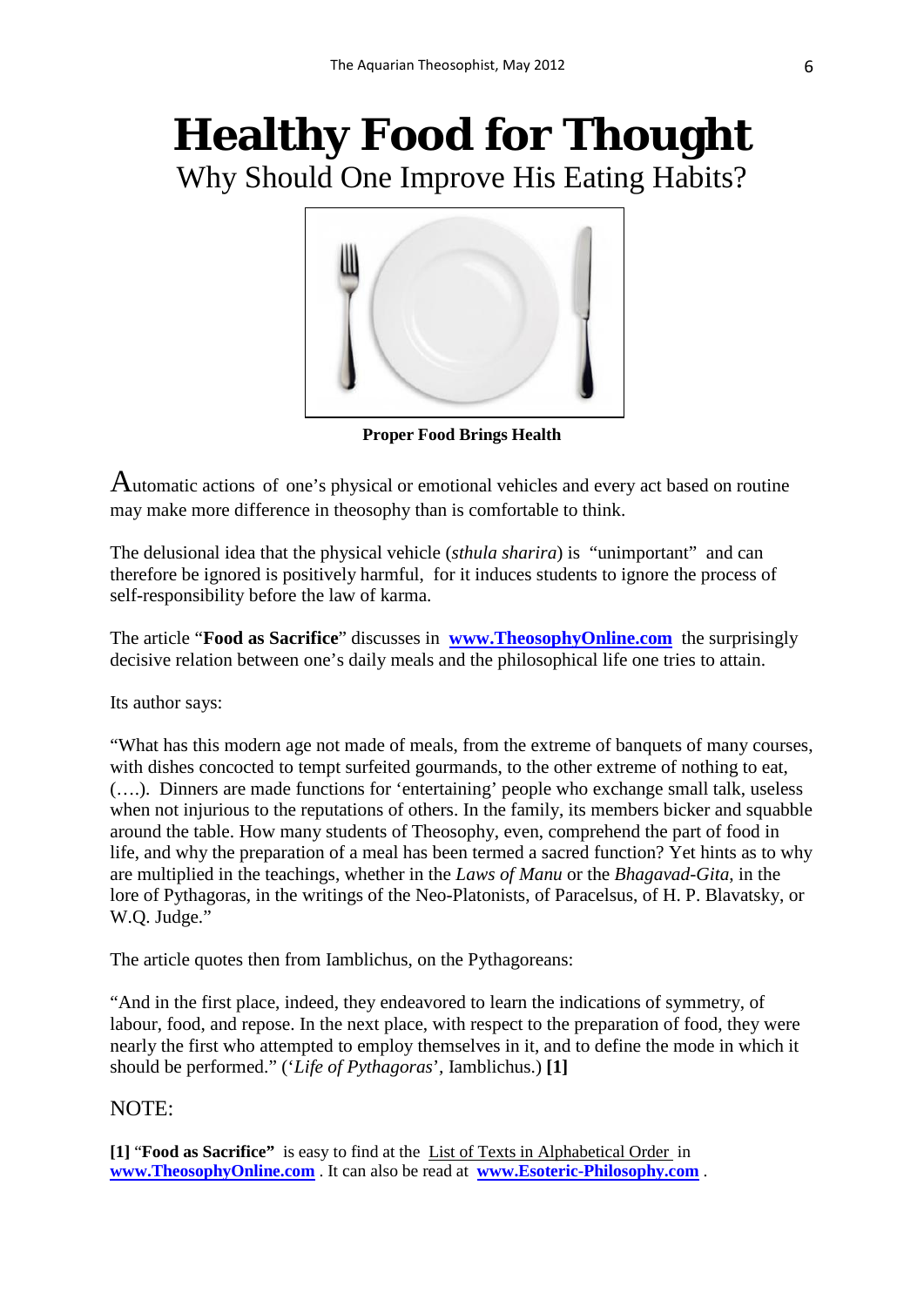# Healthy Food for Thought

Why Should One Improve His Eating Habits?

**Proper Food Brings Health**

Automatic actions of one's physical or emotional vehicles and every act based on routine may make more difference in theosophy than is comfortable to think.

The delusional idea that the physical vehicle (*sthula sharira*) is "unimportant" and can therefore be ignored is positively harmful, for it induces students to ignore the process of self-responsibility before the law of karma.

The article "**Food as Sacrifice**" discusses in **www.TheosophyOnline.com** the surprisingly decisive relation between one's daily meals and the philosophical life one tries to attain.

Its author says:

"What has this modern age not made of meals, from the extreme of banquets of many courses, with dishes concocted to tempt surfeited gourmands, to the other extreme of nothing to eat, (….). Dinners are made functions for 'entertaining' people who exchange small talk, useless when not injurious to the reputations of others. In the family, its members bicker and squabble around the table. How many students of Theosophy, even, comprehend the part of food in life, and why the preparation of a meal has been termed a sacred function? Yet hints as to why are multiplied in the teachings, whether in the *Laws of Manu* or the *Bhagavad-Gita*, in the lore of Pythagoras, in the writings of the Neo-Platonists, of Paracelsus, of H. P. Blavatsky, or W.Q. Judge."

The article quotes then from Iamblichus, on the Pythagoreans:

"And in the first place, indeed, they endeavored to learn the indications of symmetry, of labour, food, and repose. In the next place, with respect to the preparation of food, they were nearly the first who attempted to employ themselves in it, and to define the mode in which it should be performed." ('*Life of Pythagoras*', Iamblichus.) **[1]**

NOTE:

**[1]** "**Food as Sacrifice"** is easy to find at the List of Texts in Alphabetical Order in **www.TheosophyOnline.com** . It can also be read at **www.Esoteric-Philosophy.com** .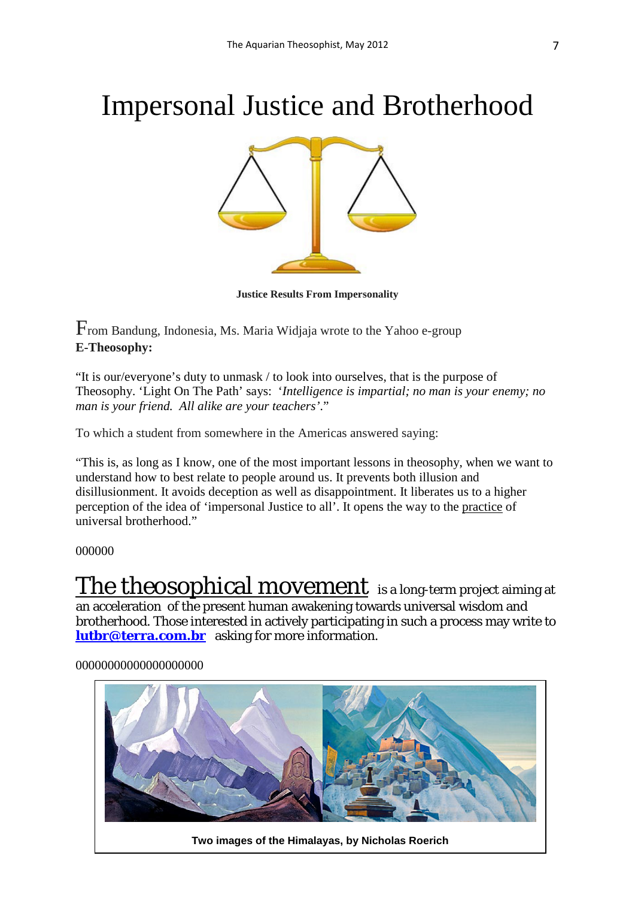# Impersonal Justice and Brotherhood

**Justice Results From Impersonality**

From Bandung, Indonesia, Ms. Maria Widjaja wrote to the Yahoo e-group **E-Theosophy:**

"It is our/everyone's duty to unmask / to look into ourselves, that is the purpose of Theosophy. 'Light On The Path' says: *'Intelligence is impartial; no man is your enemy; no man is your friend. All alike are your teachers'*."

To which a student from somewhere in the Americas answered saying:

"This is, as long as I know, one of the most important lessons in theosophy, when we want to understand how to best relate to people around us. It prevents both illusion and disillusionment. It avoids deception as well as disappointment. It liberates us to a higher perception of the idea of 'impersonal Justice to all'. It opens the way to the practice of universal brotherhood."

000000

The theosophical movement is a long-term project aiming at an acceleration of the present human awakening towards universal wisdom and brotherhood. Those interested in actively participating in such a process may write to **lutbr@terra.com.br** asking for more information.

00000000000000000000

**Two images of the Himalayas, by Nicholas Roerich**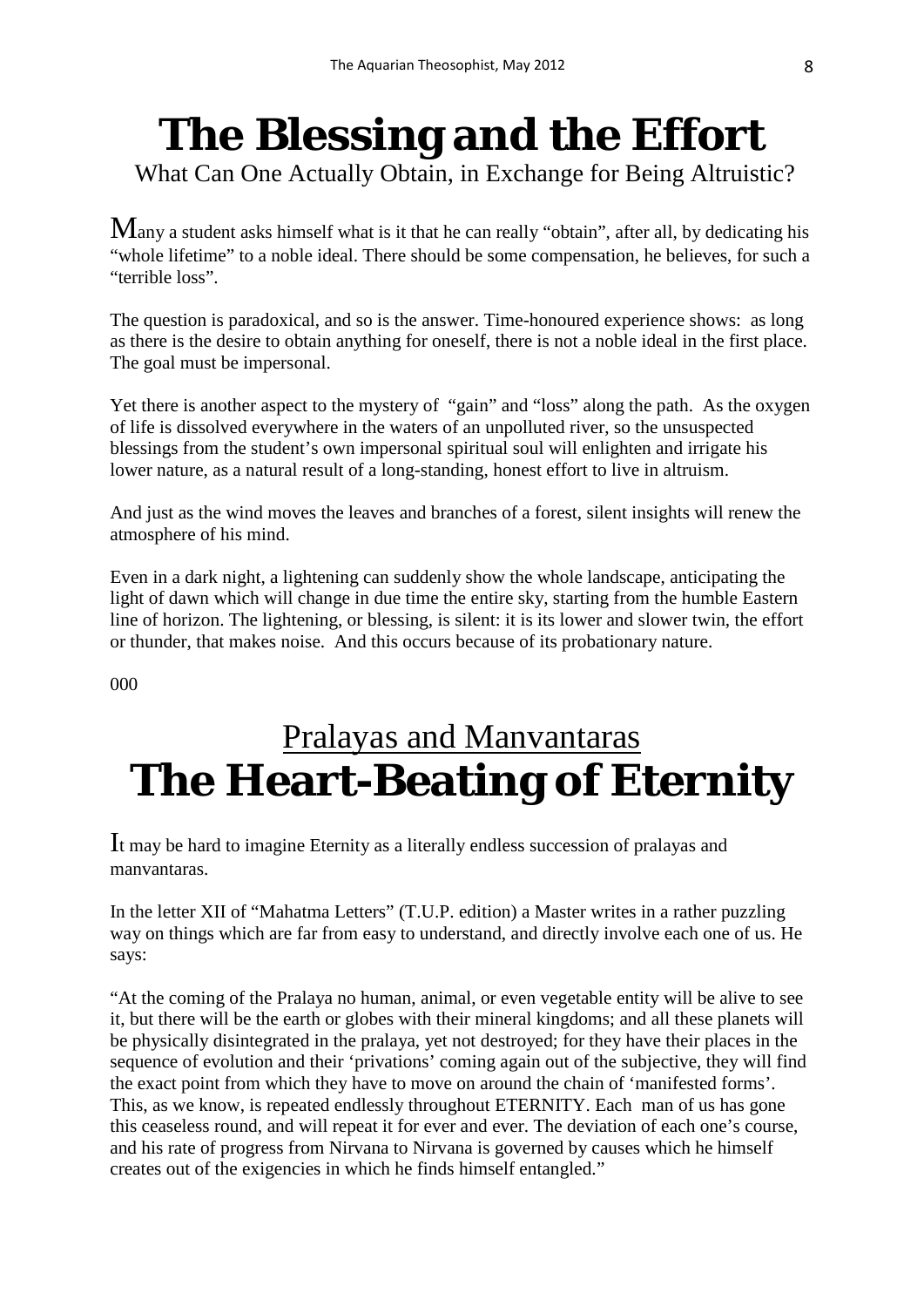# The Blessing and the Effort

What Can One Actually Obtain, in Exchange for Being Altruistic?

Many a student asks himself what is it that he can really “obtain”, after all, by dedicating his “whole lifetime” to a noble ideal. There should be some compensation, he believes, for such a “terrible loss”.

The question is paradoxical, and so is the answer. Time-honoured experience shows: as long as there is the desire to obtain anything for oneself, there is not a noble ideal in the first place. The goal must be impersonal.

Yet there is another aspect to the mystery of “gain” and “loss” along the path. As the oxygen of life is dissolved everywhere in the waters of an unpolluted river, so the unsuspected blessings from the student’s own impersonal spiritual soul will enlighten and irrigate his lower nature, as a natural result of a long-standing, honest effort to live in altruism.

And just as the wind moves the leaves and branches of a forest, silent insights will renew the atmosphere of his mind.

Even in a dark night, a lightening can suddenly show the whole landscape, anticipating the light of dawn which will change in due time the entire sky, starting from the humble Eastern line of horizon. The lightening, or blessing, is silent: it is its lower and slower twin, the effort or thunder, that makes noise. And this occurs because of its probationary nature.

000

## Pralayas and Manvantaras

# The Heart-Beating of Eternity

It may be hard to imagine Eternity as a literally endless succession of pralayas and manvantaras.

In the letter XII of “Mahatma Letters” (T.U.P. edition) a Master writes in a rather puzzling way on things which are far from easy to understand, and directly involve each one of us. He says:

“At the coming of the Pralaya no human, animal, or even vegetable entity will be alive to see it, but there will be the earth or globes with their mineral kingdoms; and all these planets will be physically disintegrated in the pralaya, yet not destroyed; for they have their places in the sequence of evolution and their ‘privations’ coming again out of the subjective, they will find the exact point from which they have to move on around the chain of ‘manifested forms’. This, as we know, is repeated endlessly throughout ETERNITY. Each man of us has gone this ceaseless round, and will repeat it for ever and ever. The deviation of each one’s course, and his rate of progress from Nirvana to Nirvana is governed by causes which he himself creates out of the exigencies in which he finds himself entangled.”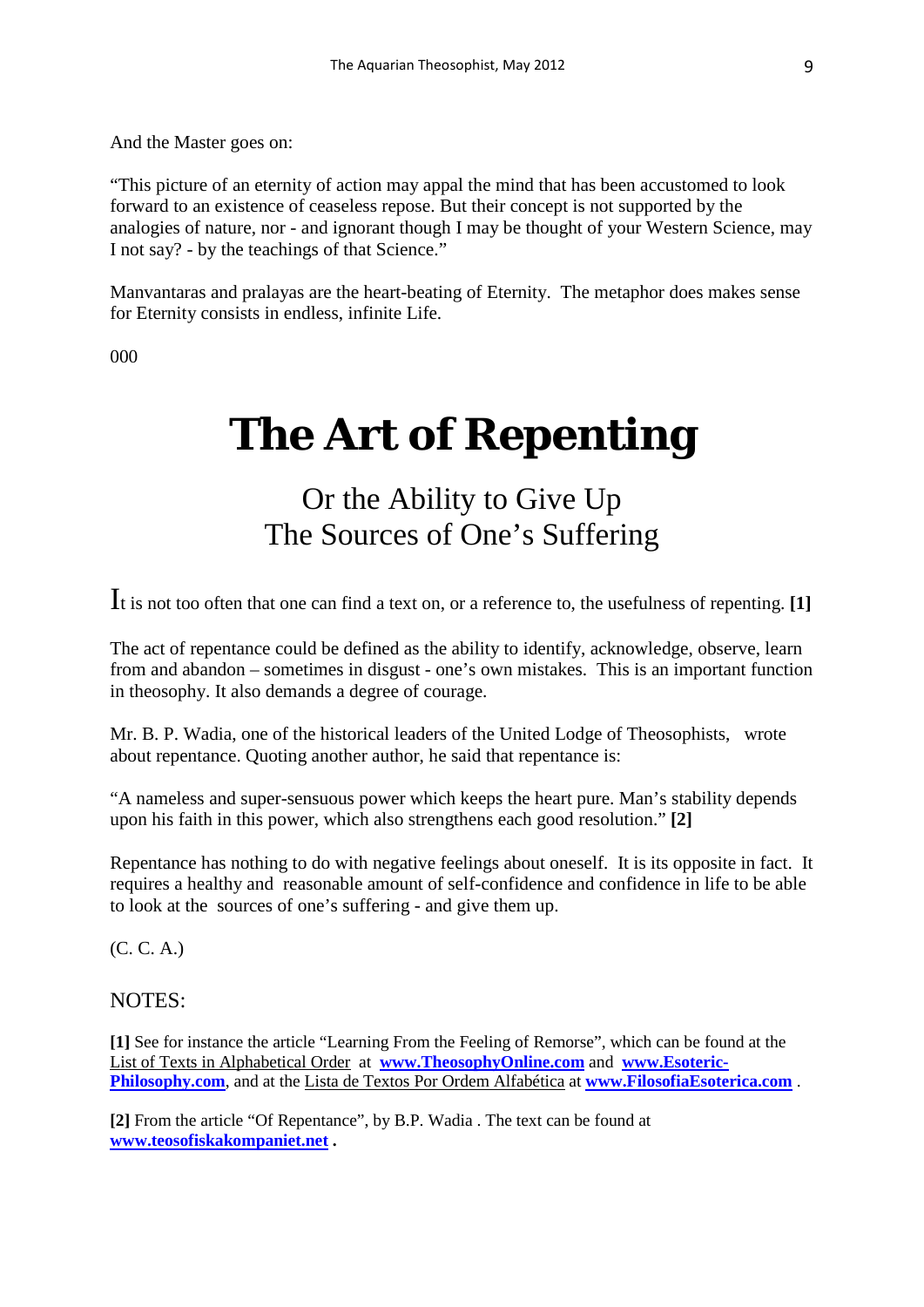And the Master goes on:

"This picture of an eternity of action may appal the mind that has been accustomed to look forward to an existence of ceaseless repose. But their concept is not supported by the analogies of nature, nor - and ignorant though I may be thought of your Western Science, may I not say? - by the teachings of that Science."

Manvantaras and pralayas are the heart-beating of Eternity. The metaphor does makes sense for Eternity consists in endless, infinite Life.

000

# The Art of Repenting

## Or the Ability to Give Up The Sources of One's Suffering

It is not too often that one can find a text on, or a reference to, the usefulness of repenting. **[1]**

The act of repentance could be defined as the ability to identify, acknowledge, observe, learn from and abandon – sometimes in disgust - one's own mistakes. This is an important function in theosophy. It also demands a degree of courage.

Mr. B. P. Wadia, one of the historical leaders of the United Lodge of Theosophists, wrote about repentance. Quoting another author, he said that repentance is:

"A nameless and super-sensuous power which keeps the heart pure. Man's stability depends upon his faith in this power, which also strengthens each good resolution." **[2]**

Repentance has nothing to do with negative feelings about oneself. It is its opposite in fact. It requires a healthy and reasonable amount of self-confidence and confidence in life to be able to look at the sources of one's suffering - and give them up.

(C. C. A.)

NOTES:

**[1]** See for instance the article "Learning From the Feeling of Remorse", which can be found at the List of Texts in Alphabetical Order at **www.TheosophyOnline.com** and **www.Esoteric-Philosophy.com**, and at the Lista de Textos Por Ordem Alfabética at **www.FilosofiaEsoterica.com** .

**[2]** From the article "Of Repentance", by B.P. Wadia . The text can be found at **www.teosofiskakompaniet.net .**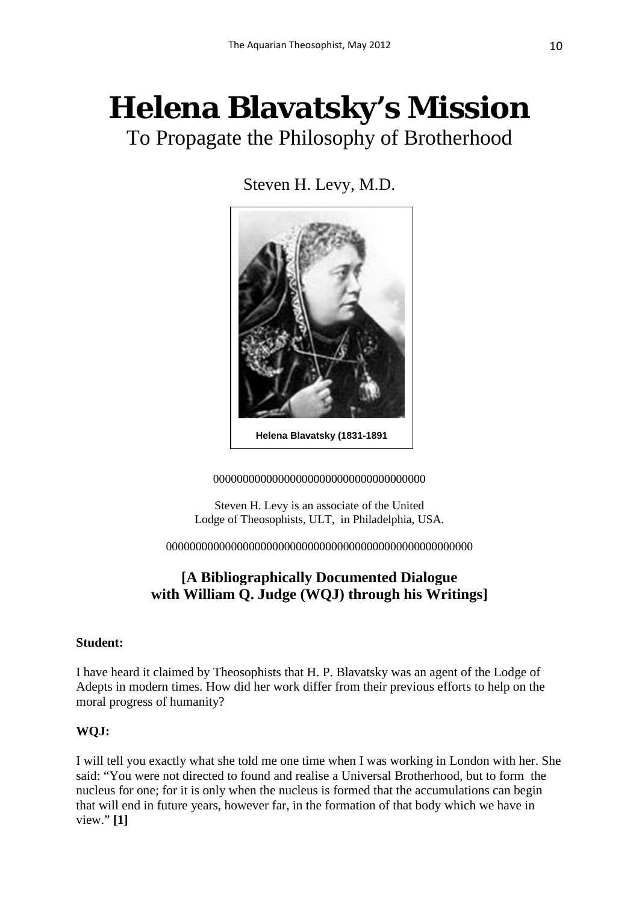# Helena Blavatsky's Mission

## To Propagate the Philosophy of Brotherhood

Steven H. Levy, M.D.

Helena Blavatsky (1831-1891

000000000000000000000000000000000000

Steven H. Levy is an associate of the United Lodge of Theosophists, ULT, in Philadelphia, USA.

0000000000000000000000000000000000000000000000000000

### [A Bibliographically Documented Dialogue with William Q. Judge (WQJ) through his Writings]

**Student:**

I have heard it claimed by Theosophists that H. P. Blavatsky was an agent of the Lodge of Adepts in modern times. How did her work differ from their previous efforts to help on the moral progress of humanity?

**WQJ:**

I will tell you exactly what she told me one time when I was working in London with her. She said: "You were not directed to found and realise a Universal Brotherhood, but to form the nucleus for one; for it is only when the nucleus is formed that the accumulations can begin that will end in future years, however far, in the formation of that body which we have in view." **[1]**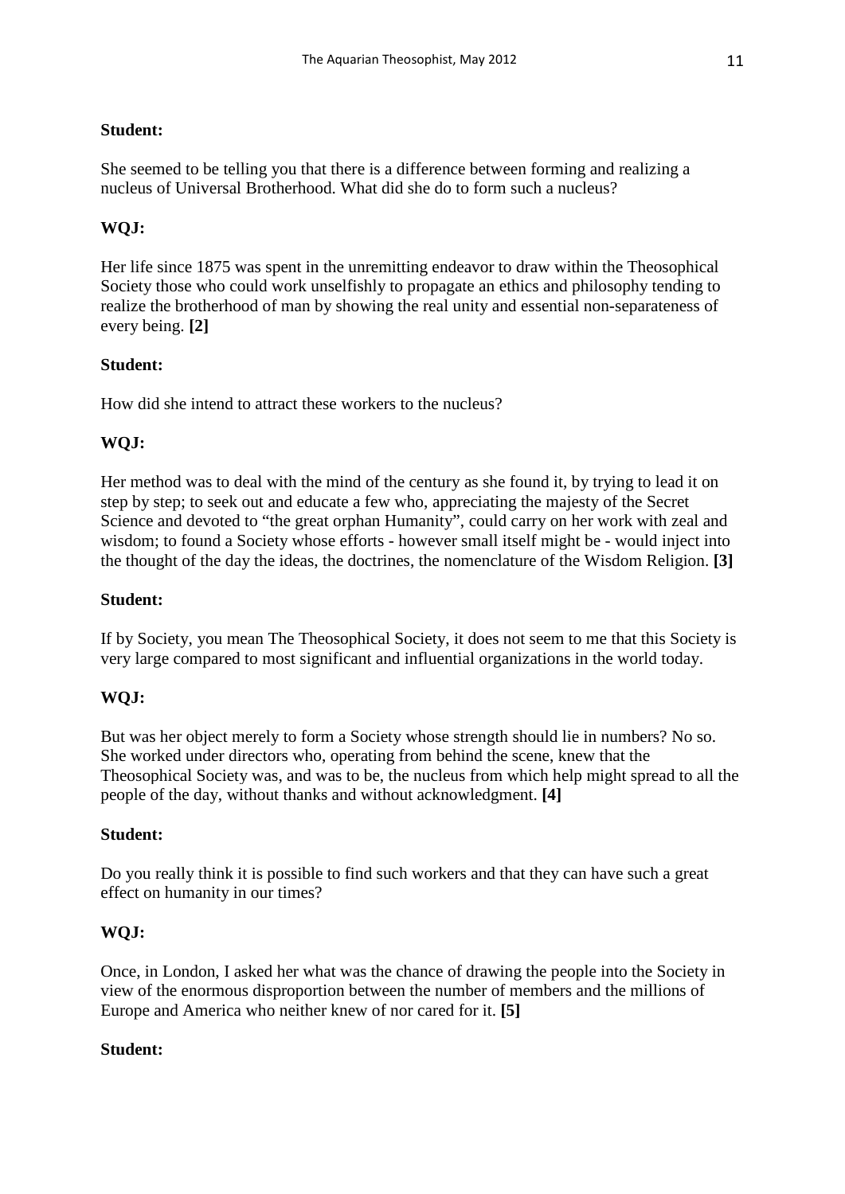**Student:**

She seemed to be telling you that there is a difference between forming and realizing a nucleus of Universal Brotherhood. What did she do to form such a nucleus?

**WQJ:**

Her life since 1875 was spent in the unremitting endeavor to draw within the Theosophical Society those who could work unselfishly to propagate an ethics and philosophy tending to realize the brotherhood of man by showing the real unity and essential non-separateness of every being. **[2]**

**Student:**

How did she intend to attract these workers to the nucleus?

**WQJ:**

Her method was to deal with the mind of the century as she found it, by trying to lead it on step by step; to seek out and educate a few who, appreciating the majesty of the Secret Science and devoted to "the great orphan Humanity", could carry on her work with zeal and wisdom; to found a Society whose efforts - however small itself might be - would inject into the thought of the day the ideas, the doctrines, the nomenclature of the Wisdom Religion. **[3]**

**Student:**

If by Society, you mean The Theosophical Society, it does not seem to me that this Society is very large compared to most significant and influential organizations in the world today.

**WQJ:**

But was her object merely to form a Society whose strength should lie in numbers? No so. She worked under directors who, operating from behind the scene, knew that the Theosophical Society was, and was to be, the nucleus from which help might spread to all the people of the day, without thanks and without acknowledgment. **[4]**

**Student:**

Do you really think it is possible to find such workers and that they can have such a great effect on humanity in our times?

**WQJ:**

Once, in London, I asked her what was the chance of drawing the people into the Society in view of the enormous disproportion between the number of members and the millions of Europe and America who neither knew of nor cared for it. **[5]**

**Student:**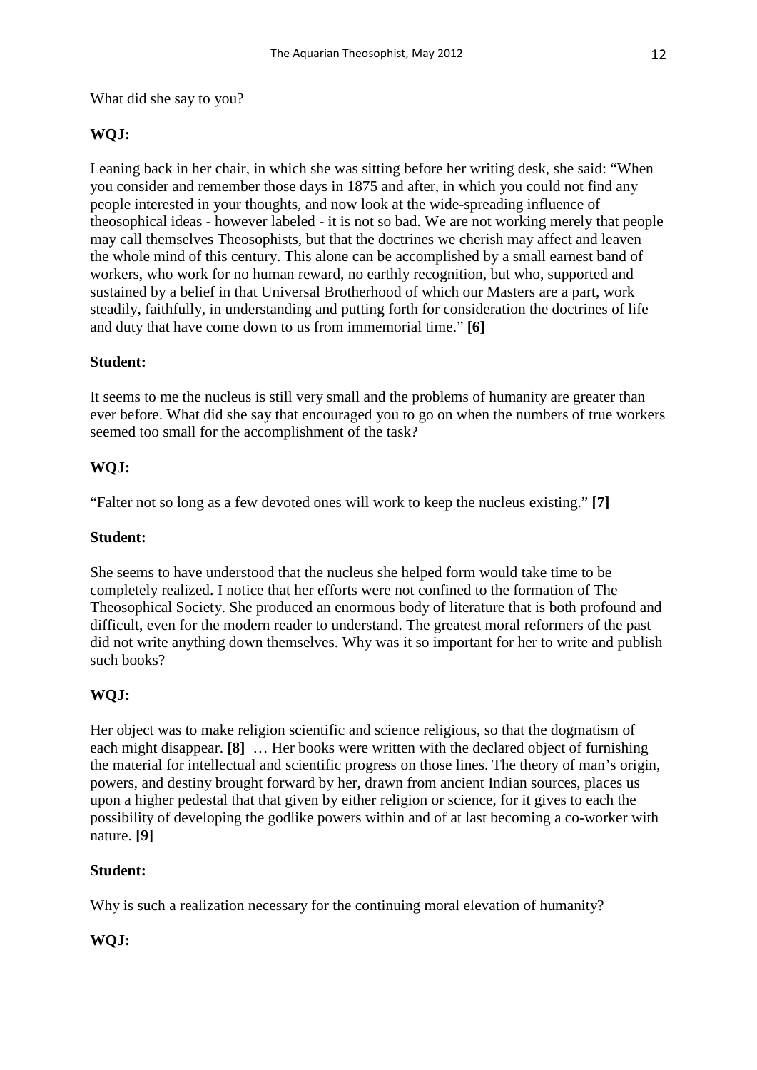What did she say to you?

**WQJ:**

Leaning back in her chair, in which she was sitting before her writing desk, she said: “When you consider and remember those days in 1875 and after, in which you could not find any people interested in your thoughts, and now look at the wide-spreading influence of theosophical ideas - however labeled - it is not so bad. We are not working merely that people may call themselves Theosophists, but that the doctrines we cherish may affect and leaven the whole mind of this century. This alone can be accomplished by a small earnest band of workers, who work for no human reward, no earthly recognition, but who, supported and sustained by a belief in that Universal Brotherhood of which our Masters are a part, work steadily, faithfully, in understanding and putting forth for consideration the doctrines of life and duty that have come down to us from immemorial time.” **[6]**

**Student:**

It seems to me the nucleus is still very small and the problems of humanity are greater than ever before. What did she say that encouraged you to go on when the numbers of true workers seemed too small for the accomplishment of the task?

**WQJ:**

“Falter not so long as a few devoted ones will work to keep the nucleus existing.” **[7]**

**Student:**

She seems to have understood that the nucleus she helped form would take time to be completely realized. I notice that her efforts were not confined to the formation of The Theosophical Society. She produced an enormous body of literature that is both profound and difficult, even for the modern reader to understand. The greatest moral reformers of the past did not write anything down themselves. Why was it so important for her to write and publish such books?

**WQJ:**

Her object was to make religion scientific and science religious, so that the dogmatism of each might disappear. **[8]** … Her books were written with the declared object of furnishing the material for intellectual and scientific progress on those lines. The theory of man’s origin, powers, and destiny brought forward by her, drawn from ancient Indian sources, places us upon a higher pedestal that that given by either religion or science, for it gives to each the possibility of developing the godlike powers within and of at last becoming a co-worker with nature. **[9]**

**Student:**

Why is such a realization necessary for the continuing moral elevation of humanity?

**WQJ:**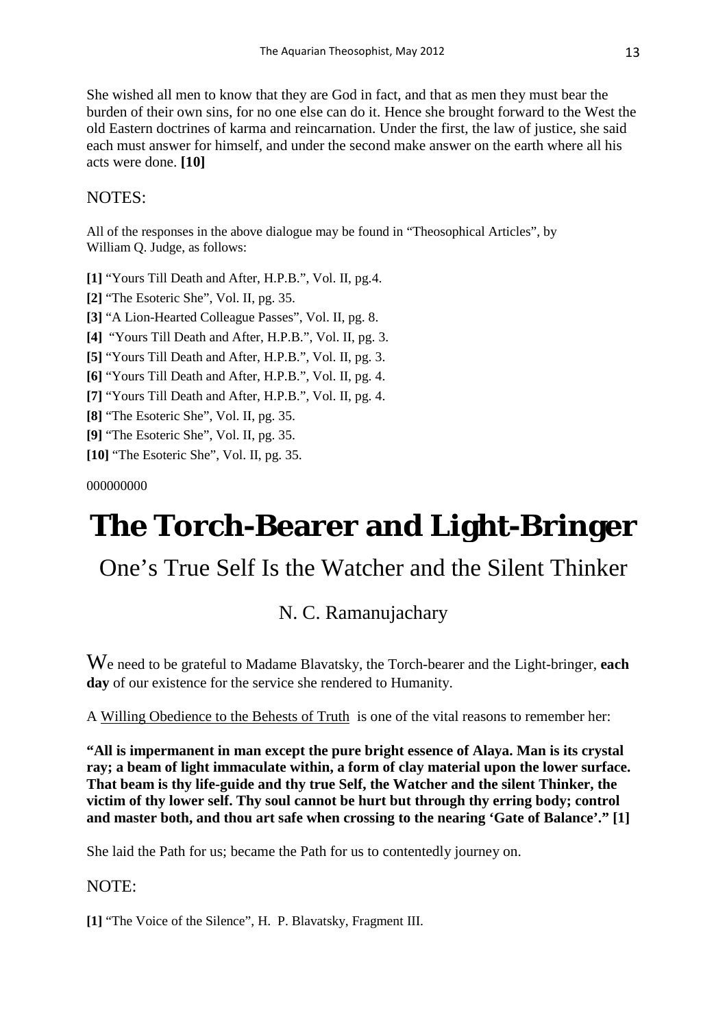She wished all men to know that they are God in fact, and that as men they must bear the burden of their own sins, for no one else can do it. Hence she brought forward to the West the old Eastern doctrines of karma and reincarnation. Under the first, the law of justice, she said each must answer for himself, and under the second make answer on the earth where all his acts were done. **[10]**

NOTES:

All of the responses in the above dialogue may be found in "Theosophical Articles", by William Q. Judge, as follows:

**[1]** "Yours Till Death and After, H.P.B.", Vol. II, pg.4.

**[2]** "The Esoteric She", Vol. II, pg. 35.

**[3]** "A Lion-Hearted Colleague Passes", Vol. II, pg. 8.

**[4]** "Yours Till Death and After, H.P.B.", Vol. II, pg. 3.

**[5]** "Yours Till Death and After, H.P.B.", Vol. II, pg. 3.

**[6]** "Yours Till Death and After, H.P.B.", Vol. II, pg. 4.

**[7]** "Yours Till Death and After, H.P.B.", Vol. II, pg. 4.

**[8]** "The Esoteric She", Vol. II, pg. 35.

**[9]** "The Esoteric She", Vol. II, pg. 35.

**[10]** "The Esoteric She", Vol. II, pg. 35.

000000000

# The Torch-Bearer and Light-Bringer

## One's True Self Is the Watcher and the Silent Thinker

### N. C. Ramanujachary

We need to be grateful to Madame Blavatsky, the Torch-bearer and the Light-bringer, **each day** of our existence for the service she rendered to Humanity.

A Willing Obedience to the Behests of Truth is one of the vital reasons to remember her:

**"All is impermanent in man except the pure bright essence of Alaya. Man is its crystal ray; a beam of light immaculate within, a form of clay material upon the lower surface. That beam is thy life-guide and thy true Self, the Watcher and the silent Thinker, the victim of thy lower self. Thy soul cannot be hurt but through thy erring body; control and master both, and thou art safe when crossing to the nearing 'Gate of Balance'." [1]**

She laid the Path for us; became the Path for us to contentedly journey on.

NOTE:

**[1]** "The Voice of the Silence", H. P. Blavatsky, Fragment III.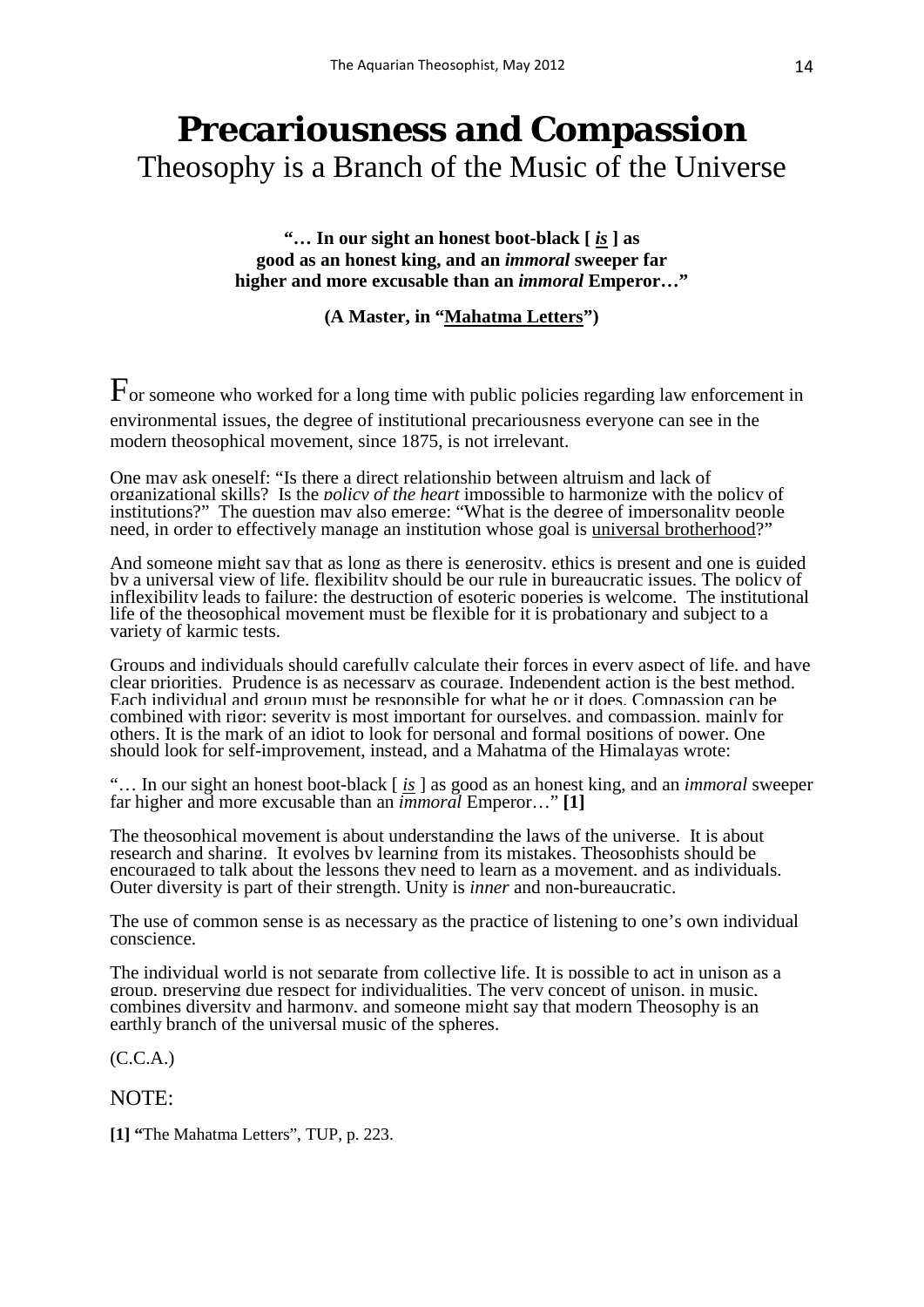# Precariousness and Compassion

## Theosophy is a Branch of the Music of the Universe

> **"… In our sight an honest boot-black [ *is* ] as good as an honest king, and an *immoral* sweeper far higher and more excusable than an *immoral* Emperor…"**
>
> **(A Master, in "Mahatma Letters")**

For someone who worked for a long time with public policies regarding law enforcement in environmental issues, the degree of institutional precariousness everyone can see in the modern theosophical movement, since 1875, is not irrelevant.

One may ask oneself: "Is there a direct relationship between altruism and lack of organizational skills? Is the *policy of the heart* impossible to harmonize with the policy of institutions?" The question may also emerge: "What is the degree of impersonality people need, in order to effectively manage an institution whose goal is universal brotherhood?"

And someone might say that as long as there is generosity, ethics is present and one is guided by a universal view of life, flexibility should be our rule in bureaucratic issues. The policy of inflexibility leads to failure: the destruction of esoteric poperies is welcome. The institutional life of the theosophical movement must be flexible for it is probationary and subject to a variety of karmic tests.

Groups and individuals should carefully calculate their forces in every aspect of life, and have clear priorities. Prudence is as necessary as courage. Independent action is the best method. Each individual and group must be responsible for what he or it does. Compassion can be combined with rigor: severity is most important for ourselves, and compassion, mainly for others. It is the mark of an idiot to look for personal and formal positions of power. One should look for self-improvement, instead, and a Mahatma of the Himalayas wrote:

"… In our sight an honest boot-black [ *is* ] as good as an honest king, and an *immoral* sweeper far higher and more excusable than an *immoral* Emperor…" **[1]**

The theosophical movement is about understanding the laws of the universe. It is about research and sharing. It evolves by learning from its mistakes. Theosophists should be encouraged to talk about the lessons they need to learn as a movement, and as individuals. Outer diversity is part of their strength. Unity is *inner* and non-bureaucratic.

The use of common sense is as necessary as the practice of listening to one's own individual conscience.

The individual world is not separate from collective life. It is possible to act in unison as a group, preserving due respect for individualities. The very concept of unison, in music, combines diversity and harmony, and someone might say that modern Theosophy is an earthly branch of the universal music of the spheres.

(C.C.A.)

NOTE:

**[1]** "The Mahatma Letters", TUP, p. 223.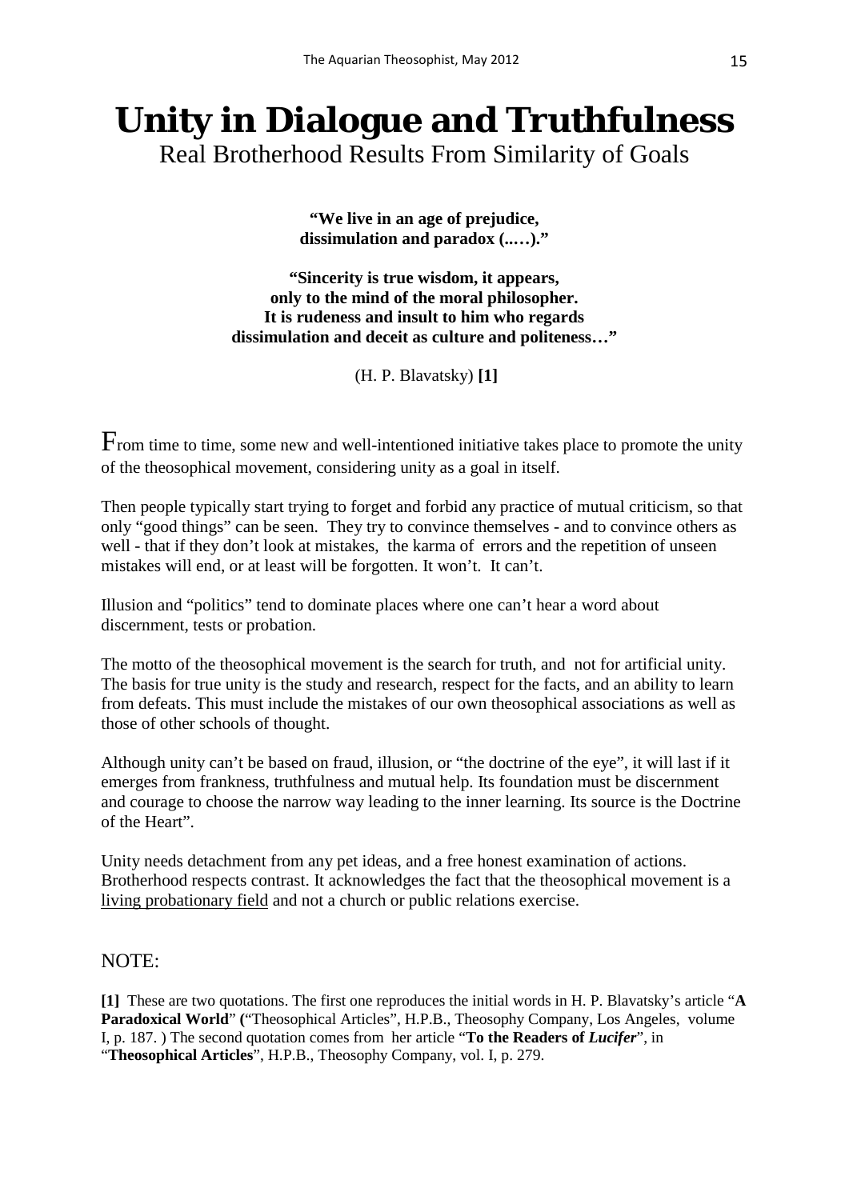# Unity in Dialogue and Truthfulness

Real Brotherhood Results From Similarity of Goals

**"We live in an age of prejudice, dissimulation and paradox (..…)."**

**"Sincerity is true wisdom, it appears, only to the mind of the moral philosopher. It is rudeness and insult to him who regards dissimulation and deceit as culture and politeness…"**

(H. P. Blavatsky) **[1]**

From time to time, some new and well-intentioned initiative takes place to promote the unity of the theosophical movement, considering unity as a goal in itself.

Then people typically start trying to forget and forbid any practice of mutual criticism, so that only "good things" can be seen. They try to convince themselves - and to convince others as well - that if they don't look at mistakes, the karma of errors and the repetition of unseen mistakes will end, or at least will be forgotten. It won't. It can't.

Illusion and "politics" tend to dominate places where one can't hear a word about discernment, tests or probation.

The motto of the theosophical movement is the search for truth, and not for artificial unity. The basis for true unity is the study and research, respect for the facts, and an ability to learn from defeats. This must include the mistakes of our own theosophical associations as well as those of other schools of thought.

Although unity can't be based on fraud, illusion, or "the doctrine of the eye", it will last if it emerges from frankness, truthfulness and mutual help. Its foundation must be discernment and courage to choose the narrow way leading to the inner learning. Its source is the Doctrine of the Heart".

Unity needs detachment from any pet ideas, and a free honest examination of actions. Brotherhood respects contrast. It acknowledges the fact that the theosophical movement is a living probationary field and not a church or public relations exercise.

NOTE:

**[1]** These are two quotations. The first one reproduces the initial words in H. P. Blavatsky's article "**A Paradoxical World**" **(**"Theosophical Articles", H.P.B., Theosophy Company, Los Angeles, volume I, p. 187. ) The second quotation comes from her article "**To the Readers of *Lucifer***", in "**Theosophical Articles**", H.P.B., Theosophy Company, vol. I, p. 279.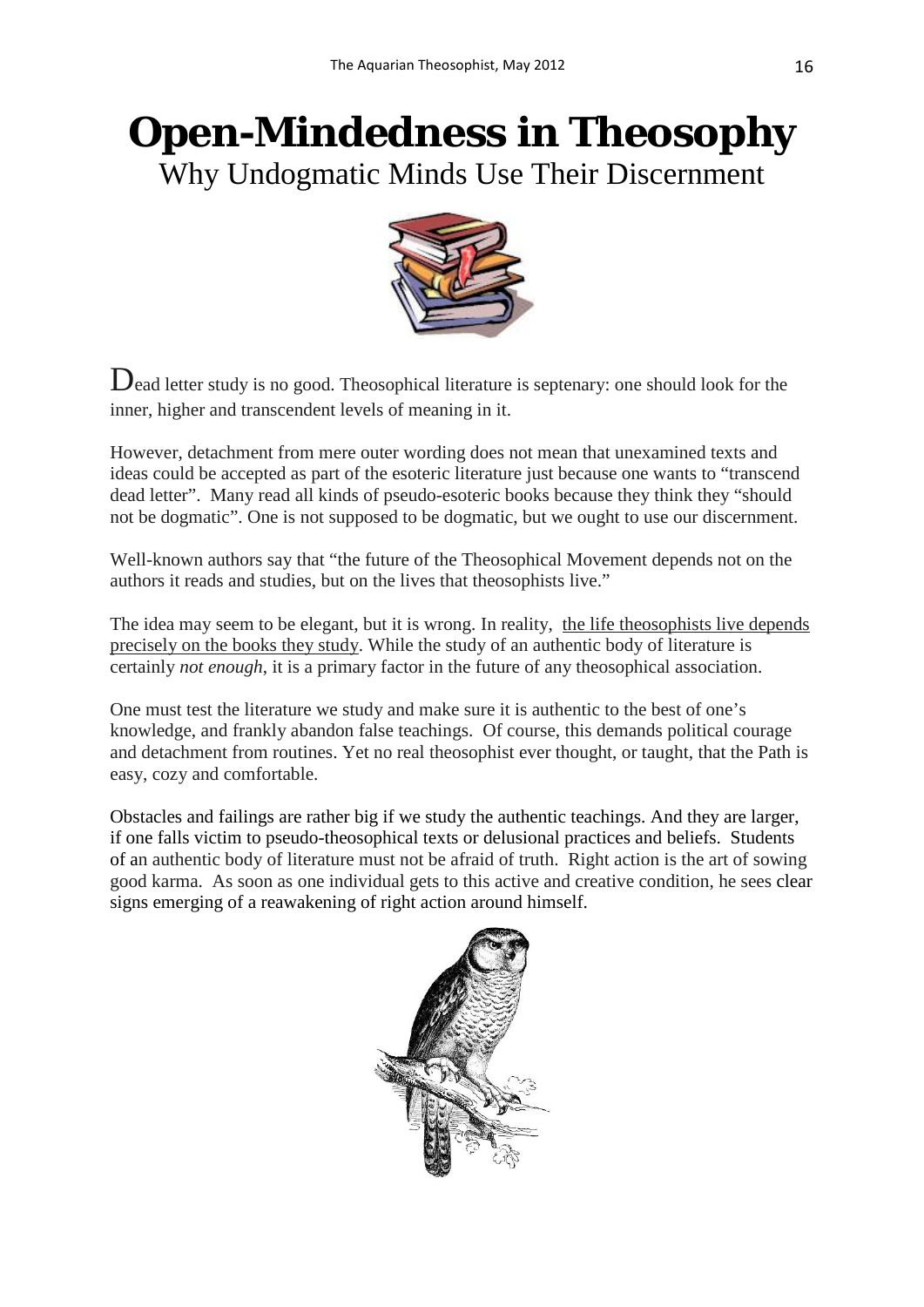# Open-Mindedness in Theosophy

Why Undogmatic Minds Use Their Discernment

Dead letter study is no good. Theosophical literature is septenary: one should look for the inner, higher and transcendent levels of meaning in it.

However, detachment from mere outer wording does not mean that unexamined texts and ideas could be accepted as part of the esoteric literature just because one wants to "transcend dead letter". Many read all kinds of pseudo-esoteric books because they think they "should not be dogmatic". One is not supposed to be dogmatic, but we ought to use our discernment.

Well-known authors say that "the future of the Theosophical Movement depends not on the authors it reads and studies, but on the lives that theosophists live."

The idea may seem to be elegant, but it is wrong. In reality, <u>the life theosophists live depends precisely on the books they study</u>. While the study of an authentic body of literature is certainly *not enough*, it is a primary factor in the future of any theosophical association.

One must test the literature we study and make sure it is authentic to the best of one's knowledge, and frankly abandon false teachings. Of course, this demands political courage and detachment from routines. Yet no real theosophist ever thought, or taught, that the Path is easy, cozy and comfortable.

Obstacles and failings are rather big if we study the authentic teachings. And they are larger, if one falls victim to pseudo-theosophical texts or delusional practices and beliefs. Students of an authentic body of literature must not be afraid of truth. Right action is the art of sowing good karma. As soon as one individual gets to this active and creative condition, he sees clear signs emerging of a reawakening of right action around himself.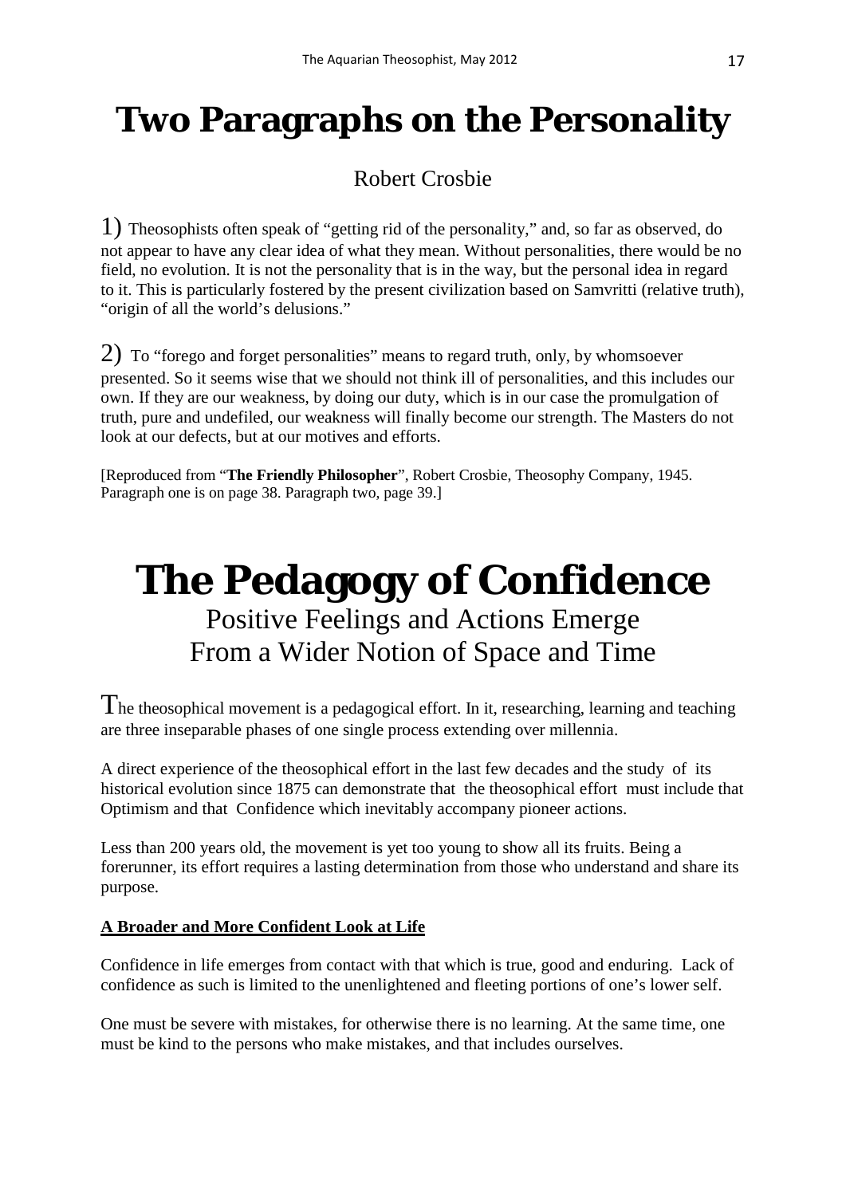# Two Paragraphs on the Personality

Robert Crosbie

1) Theosophists often speak of "getting rid of the personality," and, so far as observed, do not appear to have any clear idea of what they mean. Without personalities, there would be no field, no evolution. It is not the personality that is in the way, but the personal idea in regard to it. This is particularly fostered by the present civilization based on Samvritti (relative truth), "origin of all the world's delusions."

2) To "forego and forget personalities" means to regard truth, only, by whomsoever presented. So it seems wise that we should not think ill of personalities, and this includes our own. If they are our weakness, by doing our duty, which is in our case the promulgation of truth, pure and undefiled, our weakness will finally become our strength. The Masters do not look at our defects, but at our motives and efforts.

[Reproduced from "**The Friendly Philosopher**", Robert Crosbie, Theosophy Company, 1945. Paragraph one is on page 38. Paragraph two, page 39.]

# The Pedagogy of Confidence

## Positive Feelings and Actions Emerge From a Wider Notion of Space and Time

The theosophical movement is a pedagogical effort. In it, researching, learning and teaching are three inseparable phases of one single process extending over millennia.

A direct experience of the theosophical effort in the last few decades and the study of its historical evolution since 1875 can demonstrate that the theosophical effort must include that Optimism and that Confidence which inevitably accompany pioneer actions.

Less than 200 years old, the movement is yet too young to show all its fruits. Being a forerunner, its effort requires a lasting determination from those who understand and share its purpose.

**A Broader and More Confident Look at Life**

Confidence in life emerges from contact with that which is true, good and enduring. Lack of confidence as such is limited to the unenlightened and fleeting portions of one's lower self.

One must be severe with mistakes, for otherwise there is no learning. At the same time, one must be kind to the persons who make mistakes, and that includes ourselves.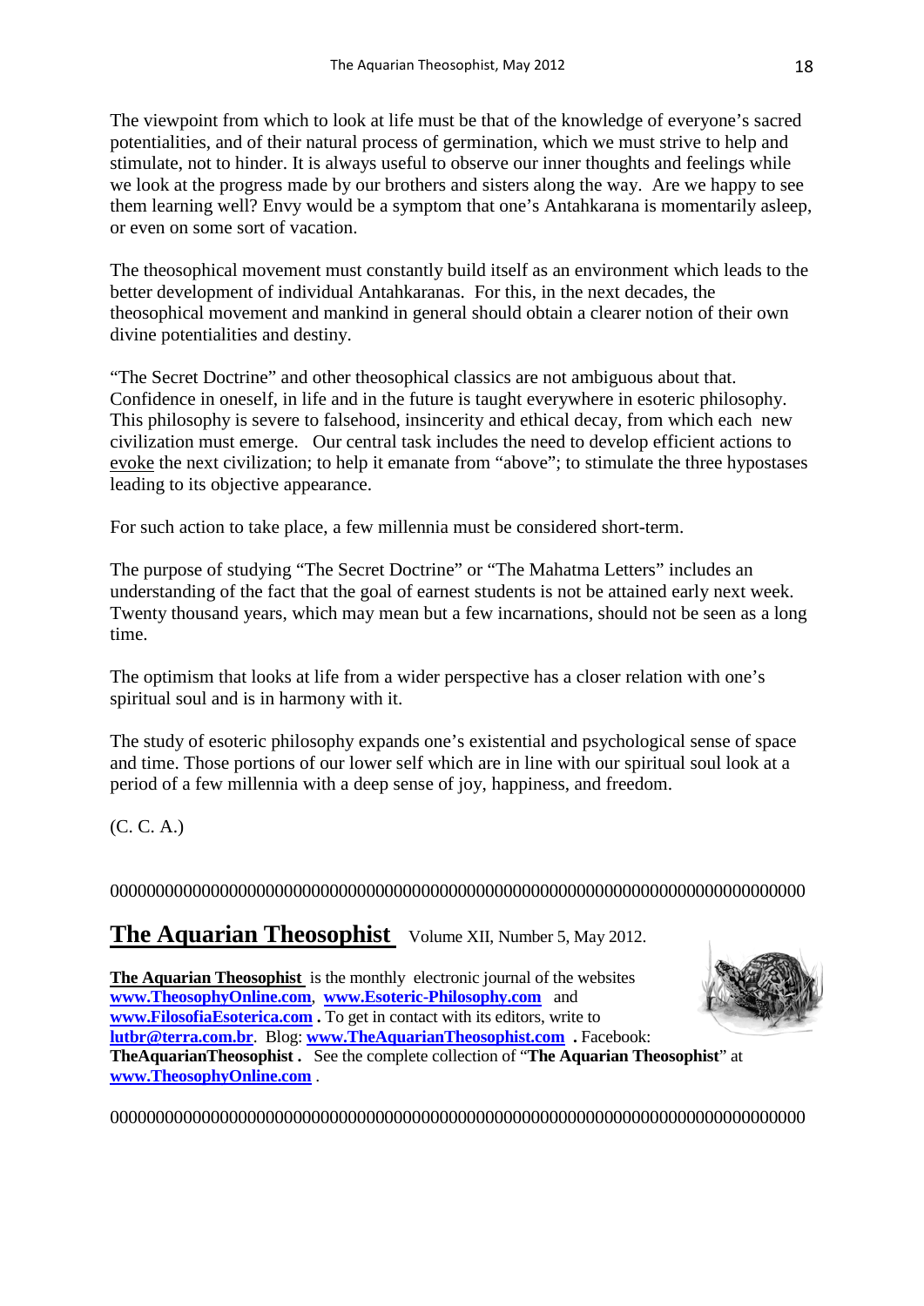The viewpoint from which to look at life must be that of the knowledge of everyone's sacred potentialities, and of their natural process of germination, which we must strive to help and stimulate, not to hinder. It is always useful to observe our inner thoughts and feelings while we look at the progress made by our brothers and sisters along the way. Are we happy to see them learning well? Envy would be a symptom that one's Antahkarana is momentarily asleep, or even on some sort of vacation.

The theosophical movement must constantly build itself as an environment which leads to the better development of individual Antahkaranas. For this, in the next decades, the theosophical movement and mankind in general should obtain a clearer notion of their own divine potentialities and destiny.

"The Secret Doctrine" and other theosophical classics are not ambiguous about that. Confidence in oneself, in life and in the future is taught everywhere in esoteric philosophy. This philosophy is severe to falsehood, insincerity and ethical decay, from which each new civilization must emerge. Our central task includes the need to develop efficient actions to evoke the next civilization; to help it emanate from "above"; to stimulate the three hypostases leading to its objective appearance.

For such action to take place, a few millennia must be considered short-term.

The purpose of studying "The Secret Doctrine" or "The Mahatma Letters" includes an understanding of the fact that the goal of earnest students is not be attained early next week. Twenty thousand years, which may mean but a few incarnations, should not be seen as a long time.

The optimism that looks at life from a wider perspective has a closer relation with one's spiritual soul and is in harmony with it.

The study of esoteric philosophy expands one's existential and psychological sense of space and time. Those portions of our lower self which are in line with our spiritual soul look at a period of a few millennia with a deep sense of joy, happiness, and freedom.

(C. C. A.)

000000000000000000000000000000000000000000000000000000000000000000000

## The Aquarian Theosophist

Volume XII, Number 5, May 2012.

**The Aquarian Theosophist** is the monthly electronic journal of the websites **www.TheosophyOnline.com**, **www.Esoteric-Philosophy.com** and **www.FilosofiaEsoterica.com** . To get in contact with its editors, write to **lutbr@terra.com.br**. Blog: **www.TheAquarianTheosophist.com** . Facebook: **TheAquarianTheosophist** . See the complete collection of "**The Aquarian Theosophist**" at **www.TheosophyOnline.com** .

000000000000000000000000000000000000000000000000000000000000000000000